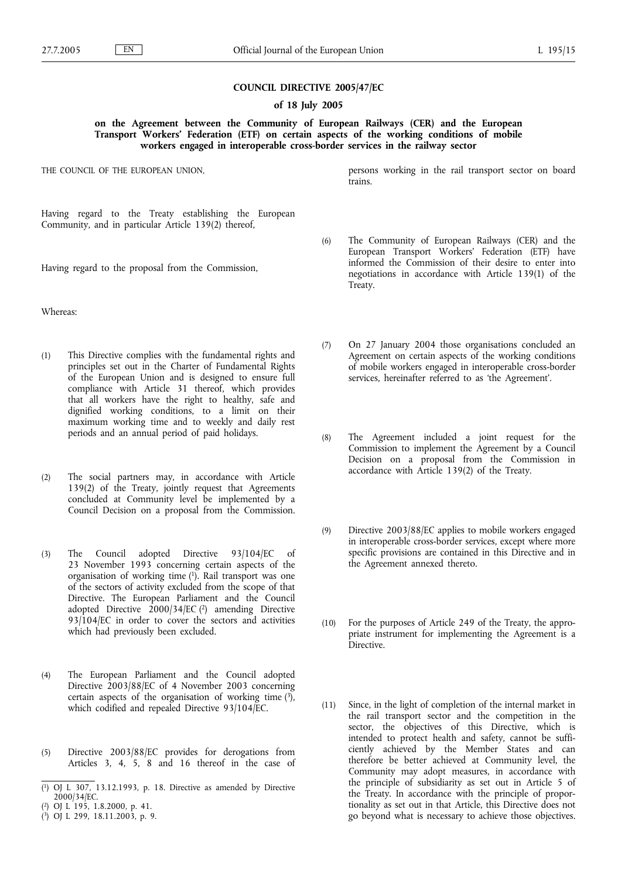**COUNCIL DIRECTIVE 2005/47/EC**

**of 18 July 2005**

**on the Agreement between the Community of European Railways (CER) and the European Transport Workers' Federation (ETF) on certain aspects of the working conditions of mobile workers engaged in interoperable cross-border services in the railway sector**

THE COUNCIL OF THE EUROPEAN UNION,

Having regard to the Treaty establishing the European Community, and in particular Article 139(2) thereof,

Having regard to the proposal from the Commission,

Whereas:

(1) This Directive complies with the fundamental rights and principles set out in the Charter of Fundamental Rights of the European Union and is designed to ensure full compliance with Article 31 thereof, which provides that all workers have the right to healthy, safe and dignified working conditions, to a limit on their maximum working time and to weekly and daily rest periods and an annual period of paid holidays.

(2) The social partners may, in accordance with Article 139(2) of the Treaty, jointly request that Agreements concluded at Community level be implemented by a Council Decision on a proposal from the Commission.

(3) The Council adopted Directive 93/104/EC of 23 November 1993 concerning certain aspects of the organisation of working time [1]. Rail transport was one of the sectors of activity excluded from the scope of that Directive. The European Parliament and the Council adopted Directive 2000/34/EC [2] amending Directive 93/104/EC in order to cover the sectors and activities which had previously been excluded.

(4) The European Parliament and the Council adopted Directive 2003/88/EC of 4 November 2003 concerning certain aspects of the organisation of working time [3], which codified and repealed Directive 93/104/EC.

(5) Directive 2003/88/EC provides for derogations from Articles 3, 4, 5, 8 and 16 thereof in the case of persons working in the rail transport sector on board trains.

(6) The Community of European Railways (CER) and the European Transport Workers' Federation (ETF) have informed the Commission of their desire to enter into negotiations in accordance with Article 139(1) of the Treaty.

(7) On 27 January 2004 those organisations concluded an Agreement on certain aspects of the working conditions of mobile workers engaged in interoperable cross-border services, hereinafter referred to as 'the Agreement'.

(8) The Agreement included a joint request for the Commission to implement the Agreement by a Council Decision on a proposal from the Commission in accordance with Article 139(2) of the Treaty.

(9) Directive 2003/88/EC applies to mobile workers engaged in interoperable cross-border services, except where more specific provisions are contained in this Directive and in the Agreement annexed thereto.

(10) For the purposes of Article 249 of the Treaty, the appropriate instrument for implementing the Agreement is a Directive.

(11) Since, in the light of completion of the internal market in the rail transport sector and the competition in the sector, the objectives of this Directive, which is intended to protect health and safety, cannot be sufficiently achieved by the Member States and can therefore be better achieved at Community level, the Community may adopt measures, in accordance with the principle of subsidiarity as set out in Article 5 of the Treaty. In accordance with the principle of proportionality as set out in that Article, this Directive does not go beyond what is necessary to achieve those objectives.

---

[1] OJ L 307, 13.12.1993, p. 18. Directive as amended by Directive 2000/34/EC.

[2] OJ L 195, 1.8.2000, p. 41.

[3] OJ L 299, 18.11.2003, p. 9.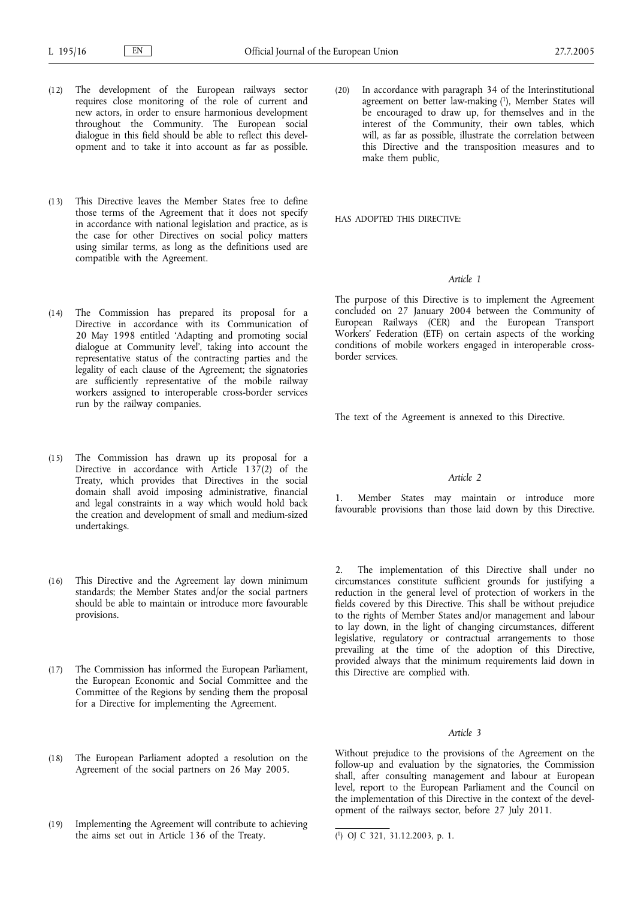(12) The development of the European railways sector requires close monitoring of the role of current and new actors, in order to ensure harmonious development throughout the Community. The European social dialogue in this field should be able to reflect this development and to take it into account as far as possible.

(13) This Directive leaves the Member States free to define those terms of the Agreement that it does not specify in accordance with national legislation and practice, as is the case for other Directives on social policy matters using similar terms, as long as the definitions used are compatible with the Agreement.

(14) The Commission has prepared its proposal for a Directive in accordance with its Communication of 20 May 1998 entitled 'Adapting and promoting social dialogue at Community level', taking into account the representative status of the contracting parties and the legality of each clause of the Agreement; the signatories are sufficiently representative of the mobile railway workers assigned to interoperable cross-border services run by the railway companies.

(15) The Commission has drawn up its proposal for a Directive in accordance with Article 137(2) of the Treaty, which provides that Directives in the social domain shall avoid imposing administrative, financial and legal constraints in a way which would hold back the creation and development of small and medium-sized undertakings.

(16) This Directive and the Agreement lay down minimum standards; the Member States and/or the social partners should be able to maintain or introduce more favourable provisions.

(17) The Commission has informed the European Parliament, the European Economic and Social Committee and the Committee of the Regions by sending them the proposal for a Directive for implementing the Agreement.

(18) The European Parliament adopted a resolution on the Agreement of the social partners on 26 May 2005.

(19) Implementing the Agreement will contribute to achieving the aims set out in Article 136 of the Treaty.

(20) In accordance with paragraph 34 of the Interinstitutional agreement on better law-making [1], Member States will be encouraged to draw up, for themselves and in the interest of the Community, their own tables, which will, as far as possible, illustrate the correlation between this Directive and the transposition measures and to make them public,

HAS ADOPTED THIS DIRECTIVE:

*Article 1*

The purpose of this Directive is to implement the Agreement concluded on 27 January 2004 between the Community of European Railways (CER) and the European Transport Workers' Federation (ETF) on certain aspects of the working conditions of mobile workers engaged in interoperable cross-border services.

The text of the Agreement is annexed to this Directive.

*Article 2*

1. Member States may maintain or introduce more favourable provisions than those laid down by this Directive.

2. The implementation of this Directive shall under no circumstances constitute sufficient grounds for justifying a reduction in the general level of protection of workers in the fields covered by this Directive. This shall be without prejudice to the rights of Member States and/or management and labour to lay down, in the light of changing circumstances, different legislative, regulatory or contractual arrangements to those prevailing at the time of the adoption of this Directive, provided always that the minimum requirements laid down in this Directive are complied with.

*Article 3*

Without prejudice to the provisions of the Agreement on the follow-up and evaluation by the signatories, the Commission shall, after consulting management and labour at European level, report to the European Parliament and the Council on the implementation of this Directive in the context of the development of the railways sector, before 27 July 2011.

---

[1] OJ C 321, 31.12.2003, p. 1.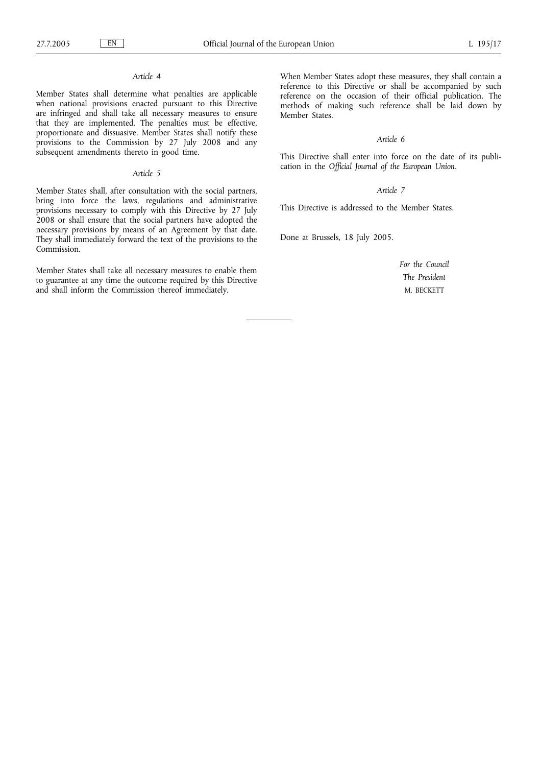*Article 4*

Member States shall determine what penalties are applicable when national provisions enacted pursuant to this Directive are infringed and shall take all necessary measures to ensure that they are implemented. The penalties must be effective, proportionate and dissuasive. Member States shall notify these provisions to the Commission by 27 July 2008 and any subsequent amendments thereto in good time.

*Article 5*

Member States shall, after consultation with the social partners, bring into force the laws, regulations and administrative provisions necessary to comply with this Directive by 27 July 2008 or shall ensure that the social partners have adopted the necessary provisions by means of an Agreement by that date. They shall immediately forward the text of the provisions to the Commission.

Member States shall take all necessary measures to enable them to guarantee at any time the outcome required by this Directive and shall inform the Commission thereof immediately.

When Member States adopt these measures, they shall contain a reference to this Directive or shall be accompanied by such reference on the occasion of their official publication. The methods of making such reference shall be laid down by Member States.

*Article 6*

This Directive shall enter into force on the date of its publication in the *Official Journal of the European Union*.

*Article 7*

This Directive is addressed to the Member States.

Done at Brussels, 18 July 2005.

*For the Council*

*The President*

M. BECKETT